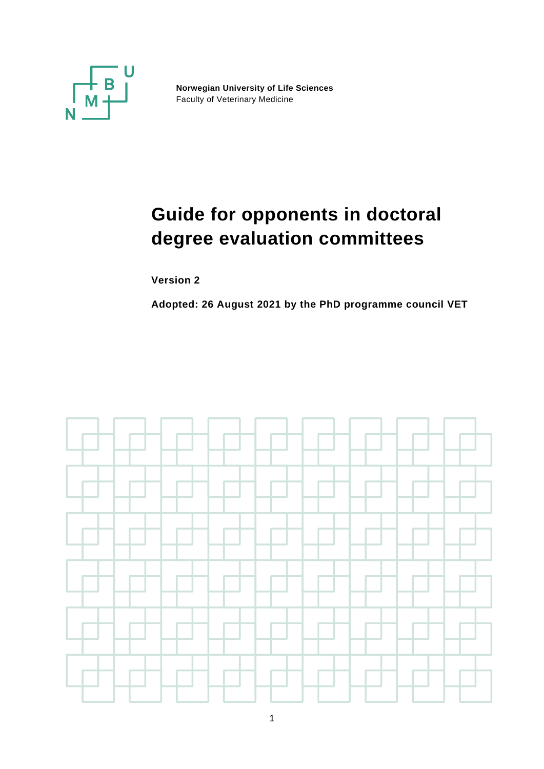**Norwegian University of Life Sciences**
Faculty of Veterinary Medicine

# Guide for opponents in doctoral degree evaluation committees

**Version 2**

**Adopted: 26 August 2021 by the PhD programme council VET**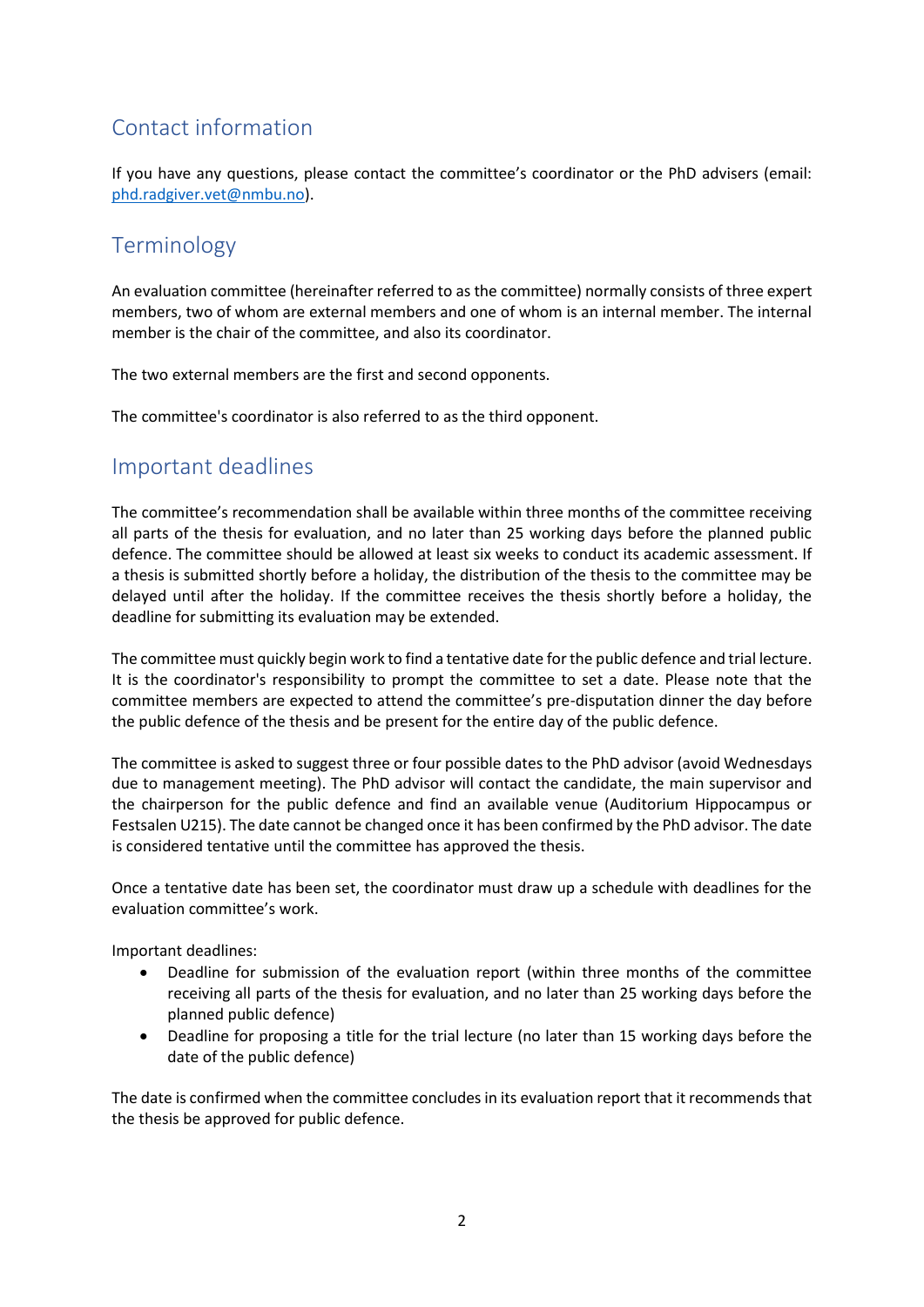## Contact information

If you have any questions, please contact the committee's coordinator or the PhD advisers (email: [phd.radgiver.vet@nmbu.no](mailto:phd.radgiver.vet@nmbu.no)).

## Terminology

An evaluation committee (hereinafter referred to as the committee) normally consists of three expert members, two of whom are external members and one of whom is an internal member. The internal member is the chair of the committee, and also its coordinator.

The two external members are the first and second opponents.

The committee's coordinator is also referred to as the third opponent.

## Important deadlines

The committee's recommendation shall be available within three months of the committee receiving all parts of the thesis for evaluation, and no later than 25 working days before the planned public defence. The committee should be allowed at least six weeks to conduct its academic assessment. If a thesis is submitted shortly before a holiday, the distribution of the thesis to the committee may be delayed until after the holiday. If the committee receives the thesis shortly before a holiday, the deadline for submitting its evaluation may be extended.

The committee must quickly begin work to find a tentative date for the public defence and trial lecture. It is the coordinator's responsibility to prompt the committee to set a date. Please note that the committee members are expected to attend the committee's pre-disputation dinner the day before the public defence of the thesis and be present for the entire day of the public defence.

The committee is asked to suggest three or four possible dates to the PhD advisor (avoid Wednesdays due to management meeting). The PhD advisor will contact the candidate, the main supervisor and the chairperson for the public defence and find an available venue (Auditorium Hippocampus or Festsalen U215). The date cannot be changed once it has been confirmed by the PhD advisor. The date is considered tentative until the committee has approved the thesis.

Once a tentative date has been set, the coordinator must draw up a schedule with deadlines for the evaluation committee's work.

Important deadlines:

- Deadline for submission of the evaluation report (within three months of the committee receiving all parts of the thesis for evaluation, and no later than 25 working days before the planned public defence)
- Deadline for proposing a title for the trial lecture (no later than 15 working days before the date of the public defence)

The date is confirmed when the committee concludes in its evaluation report that it recommends that the thesis be approved for public defence.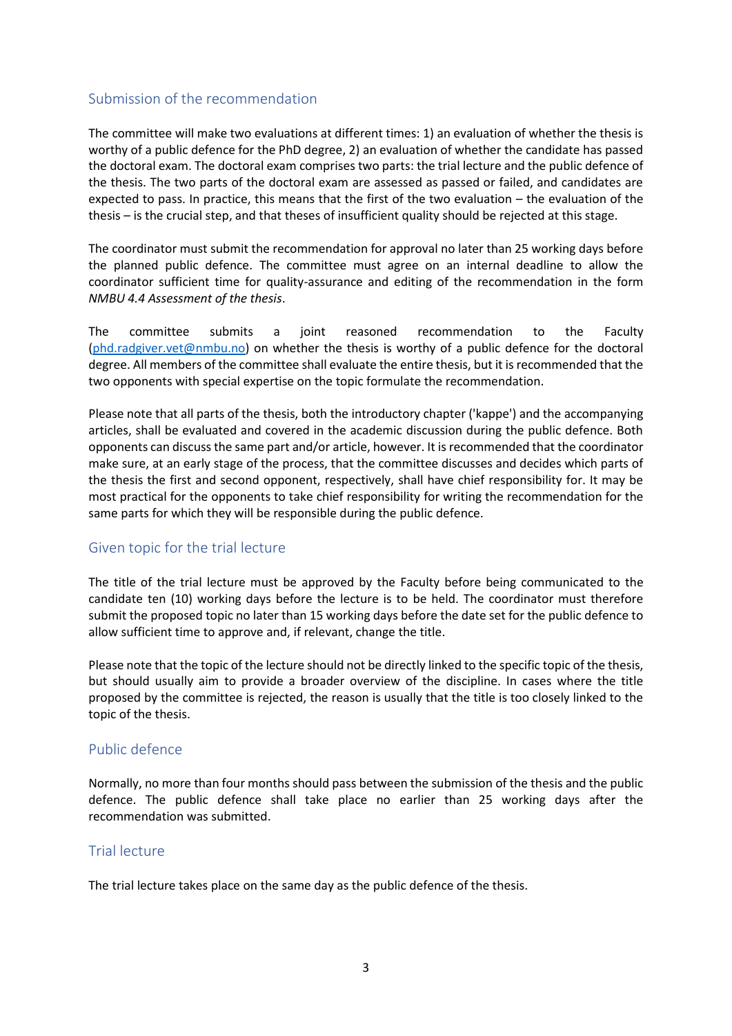## Submission of the recommendation

The committee will make two evaluations at different times: 1) an evaluation of whether the thesis is worthy of a public defence for the PhD degree, 2) an evaluation of whether the candidate has passed the doctoral exam. The doctoral exam comprises two parts: the trial lecture and the public defence of the thesis. The two parts of the doctoral exam are assessed as passed or failed, and candidates are expected to pass. In practice, this means that the first of the two evaluation – the evaluation of the thesis – is the crucial step, and that theses of insufficient quality should be rejected at this stage.

The coordinator must submit the recommendation for approval no later than 25 working days before the planned public defence. The committee must agree on an internal deadline to allow the coordinator sufficient time for quality-assurance and editing of the recommendation in the form *NMBU 4.4 Assessment of the thesis*.

The committee submits a joint reasoned recommendation to the Faculty (phd.radgiver.vet@nmbu.no) on whether the thesis is worthy of a public defence for the doctoral degree. All members of the committee shall evaluate the entire thesis, but it is recommended that the two opponents with special expertise on the topic formulate the recommendation.

Please note that all parts of the thesis, both the introductory chapter ('kappe') and the accompanying articles, shall be evaluated and covered in the academic discussion during the public defence. Both opponents can discuss the same part and/or article, however. It is recommended that the coordinator make sure, at an early stage of the process, that the committee discusses and decides which parts of the thesis the first and second opponent, respectively, shall have chief responsibility for. It may be most practical for the opponents to take chief responsibility for writing the recommendation for the same parts for which they will be responsible during the public defence.

## Given topic for the trial lecture

The title of the trial lecture must be approved by the Faculty before being communicated to the candidate ten (10) working days before the lecture is to be held. The coordinator must therefore submit the proposed topic no later than 15 working days before the date set for the public defence to allow sufficient time to approve and, if relevant, change the title.

Please note that the topic of the lecture should not be directly linked to the specific topic of the thesis, but should usually aim to provide a broader overview of the discipline. In cases where the title proposed by the committee is rejected, the reason is usually that the title is too closely linked to the topic of the thesis.

## Public defence

Normally, no more than four months should pass between the submission of the thesis and the public defence. The public defence shall take place no earlier than 25 working days after the recommendation was submitted.

## Trial lecture

The trial lecture takes place on the same day as the public defence of the thesis.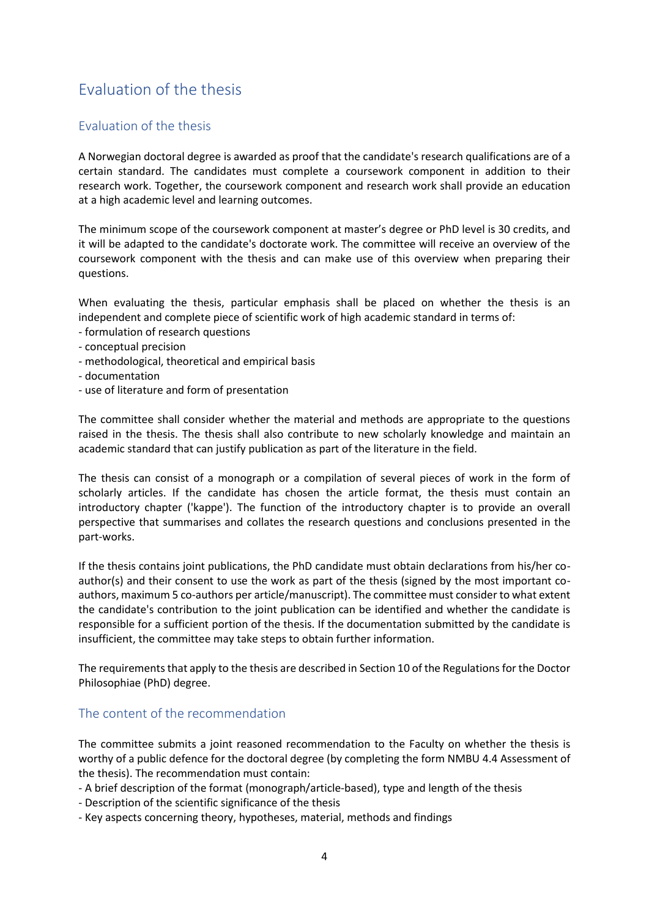# Evaluation of the thesis

## Evaluation of the thesis

A Norwegian doctoral degree is awarded as proof that the candidate's research qualifications are of a certain standard. The candidates must complete a coursework component in addition to their research work. Together, the coursework component and research work shall provide an education at a high academic level and learning outcomes.

The minimum scope of the coursework component at master's degree or PhD level is 30 credits, and it will be adapted to the candidate's doctorate work. The committee will receive an overview of the coursework component with the thesis and can make use of this overview when preparing their questions.

When evaluating the thesis, particular emphasis shall be placed on whether the thesis is an independent and complete piece of scientific work of high academic standard in terms of:
- formulation of research questions
- conceptual precision
- methodological, theoretical and empirical basis
- documentation
- use of literature and form of presentation

The committee shall consider whether the material and methods are appropriate to the questions raised in the thesis. The thesis shall also contribute to new scholarly knowledge and maintain an academic standard that can justify publication as part of the literature in the field.

The thesis can consist of a monograph or a compilation of several pieces of work in the form of scholarly articles. If the candidate has chosen the article format, the thesis must contain an introductory chapter ('kappe'). The function of the introductory chapter is to provide an overall perspective that summarises and collates the research questions and conclusions presented in the part-works.

If the thesis contains joint publications, the PhD candidate must obtain declarations from his/her co-author(s) and their consent to use the work as part of the thesis (signed by the most important co-authors, maximum 5 co-authors per article/manuscript). The committee must consider to what extent the candidate's contribution to the joint publication can be identified and whether the candidate is responsible for a sufficient portion of the thesis. If the documentation submitted by the candidate is insufficient, the committee may take steps to obtain further information.

The requirements that apply to the thesis are described in Section 10 of the Regulations for the Doctor Philosophiae (PhD) degree.

## The content of the recommendation

The committee submits a joint reasoned recommendation to the Faculty on whether the thesis is worthy of a public defence for the doctoral degree (by completing the form NMBU 4.4 Assessment of the thesis). The recommendation must contain:
- A brief description of the format (monograph/article-based), type and length of the thesis
- Description of the scientific significance of the thesis
- Key aspects concerning theory, hypotheses, material, methods and findings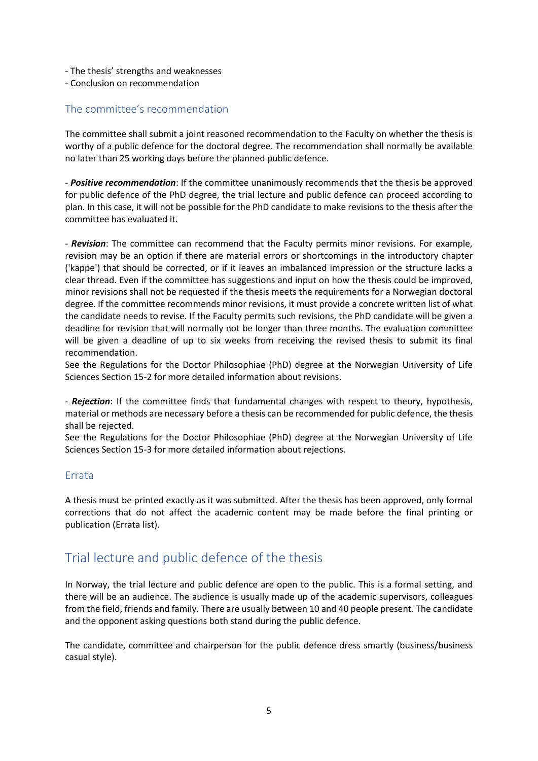- The thesis' strengths and weaknesses
- Conclusion on recommendation

### The committee's recommendation

The committee shall submit a joint reasoned recommendation to the Faculty on whether the thesis is worthy of a public defence for the doctoral degree. The recommendation shall normally be available no later than 25 working days before the planned public defence.

- ***Positive recommendation***: If the committee unanimously recommends that the thesis be approved for public defence of the PhD degree, the trial lecture and public defence can proceed according to plan. In this case, it will not be possible for the PhD candidate to make revisions to the thesis after the committee has evaluated it.

- ***Revision***: The committee can recommend that the Faculty permits minor revisions. For example, revision may be an option if there are material errors or shortcomings in the introductory chapter ('kappe') that should be corrected, or if it leaves an imbalanced impression or the structure lacks a clear thread. Even if the committee has suggestions and input on how the thesis could be improved, minor revisions shall not be requested if the thesis meets the requirements for a Norwegian doctoral degree. If the committee recommends minor revisions, it must provide a concrete written list of what the candidate needs to revise. If the Faculty permits such revisions, the PhD candidate will be given a deadline for revision that will normally not be longer than three months. The evaluation committee will be given a deadline of up to six weeks from receiving the revised thesis to submit its final recommendation.
See the Regulations for the Doctor Philosophiae (PhD) degree at the Norwegian University of Life Sciences Section 15-2 for more detailed information about revisions.

- ***Rejection***: If the committee finds that fundamental changes with respect to theory, hypothesis, material or methods are necessary before a thesis can be recommended for public defence, the thesis shall be rejected.
See the Regulations for the Doctor Philosophiae (PhD) degree at the Norwegian University of Life Sciences Section 15-3 for more detailed information about rejections.

### Errata

A thesis must be printed exactly as it was submitted. After the thesis has been approved, only formal corrections that do not affect the academic content may be made before the final printing or publication (Errata list).

## Trial lecture and public defence of the thesis

In Norway, the trial lecture and public defence are open to the public. This is a formal setting, and there will be an audience. The audience is usually made up of the academic supervisors, colleagues from the field, friends and family. There are usually between 10 and 40 people present. The candidate and the opponent asking questions both stand during the public defence.

The candidate, committee and chairperson for the public defence dress smartly (business/business casual style).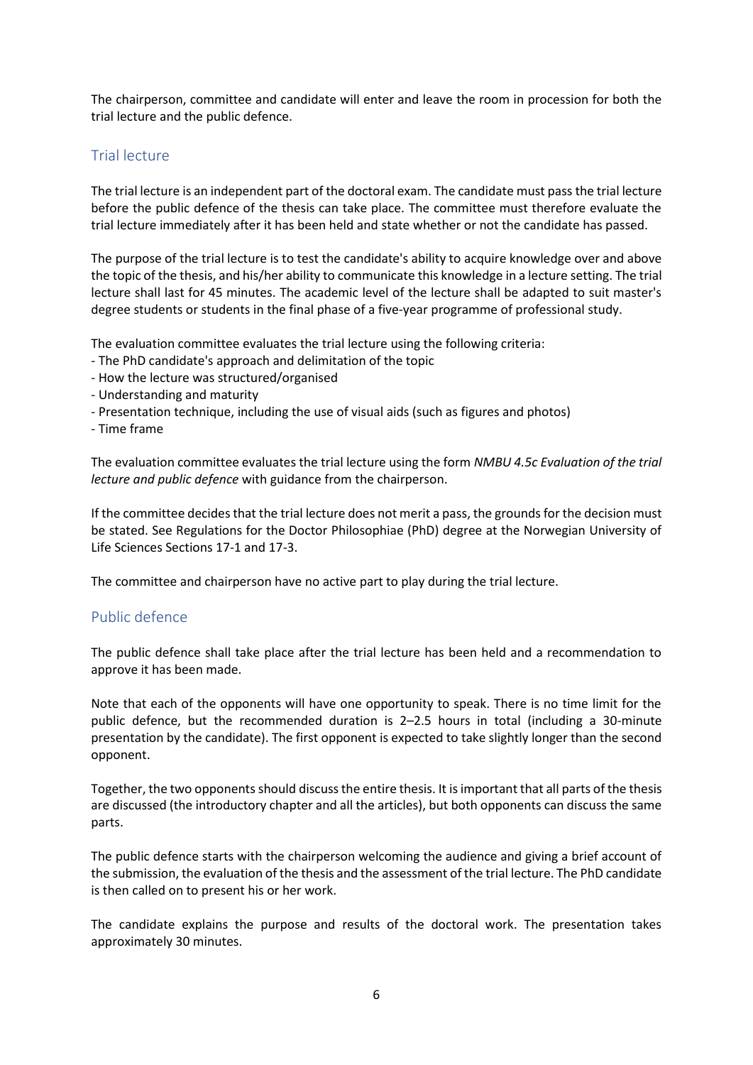The chairperson, committee and candidate will enter and leave the room in procession for both the trial lecture and the public defence.

## Trial lecture

The trial lecture is an independent part of the doctoral exam. The candidate must pass the trial lecture before the public defence of the thesis can take place. The committee must therefore evaluate the trial lecture immediately after it has been held and state whether or not the candidate has passed.

The purpose of the trial lecture is to test the candidate's ability to acquire knowledge over and above the topic of the thesis, and his/her ability to communicate this knowledge in a lecture setting. The trial lecture shall last for 45 minutes. The academic level of the lecture shall be adapted to suit master's degree students or students in the final phase of a five-year programme of professional study.

The evaluation committee evaluates the trial lecture using the following criteria:

- The PhD candidate's approach and delimitation of the topic
- How the lecture was structured/organised
- Understanding and maturity
- Presentation technique, including the use of visual aids (such as figures and photos)
- Time frame

The evaluation committee evaluates the trial lecture using the form *NMBU 4.5c Evaluation of the trial lecture and public defence* with guidance from the chairperson.

If the committee decides that the trial lecture does not merit a pass, the grounds for the decision must be stated. See Regulations for the Doctor Philosophiae (PhD) degree at the Norwegian University of Life Sciences Sections 17-1 and 17-3.

The committee and chairperson have no active part to play during the trial lecture.

## Public defence

The public defence shall take place after the trial lecture has been held and a recommendation to approve it has been made.

Note that each of the opponents will have one opportunity to speak. There is no time limit for the public defence, but the recommended duration is 2–2.5 hours in total (including a 30-minute presentation by the candidate). The first opponent is expected to take slightly longer than the second opponent.

Together, the two opponents should discuss the entire thesis. It is important that all parts of the thesis are discussed (the introductory chapter and all the articles), but both opponents can discuss the same parts.

The public defence starts with the chairperson welcoming the audience and giving a brief account of the submission, the evaluation of the thesis and the assessment of the trial lecture. The PhD candidate is then called on to present his or her work.

The candidate explains the purpose and results of the doctoral work. The presentation takes approximately 30 minutes.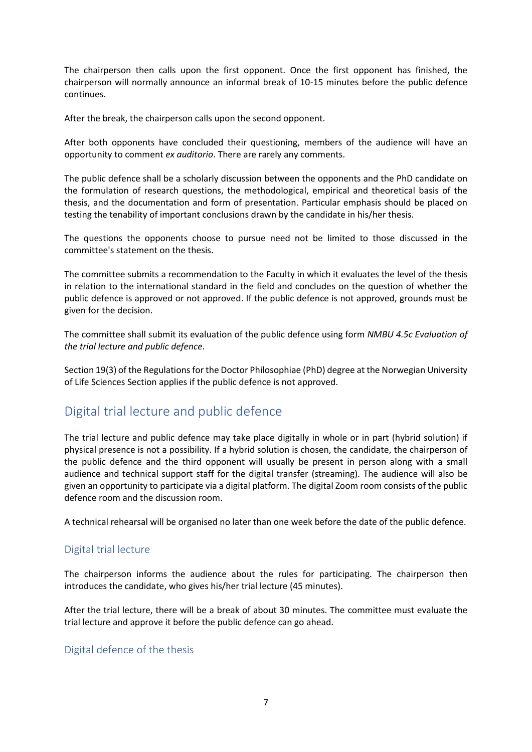The chairperson then calls upon the first opponent. Once the first opponent has finished, the chairperson will normally announce an informal break of 10-15 minutes before the public defence continues.

After the break, the chairperson calls upon the second opponent.

After both opponents have concluded their questioning, members of the audience will have an opportunity to comment *ex auditorio*. There are rarely any comments.

The public defence shall be a scholarly discussion between the opponents and the PhD candidate on the formulation of research questions, the methodological, empirical and theoretical basis of the thesis, and the documentation and form of presentation. Particular emphasis should be placed on testing the tenability of important conclusions drawn by the candidate in his/her thesis.

The questions the opponents choose to pursue need not be limited to those discussed in the committee's statement on the thesis.

The committee submits a recommendation to the Faculty in which it evaluates the level of the thesis in relation to the international standard in the field and concludes on the question of whether the public defence is approved or not approved. If the public defence is not approved, grounds must be given for the decision.

The committee shall submit its evaluation of the public defence using form *NMBU 4.5c Evaluation of the trial lecture and public defence*.

Section 19(3) of the Regulations for the Doctor Philosophiae (PhD) degree at the Norwegian University of Life Sciences Section applies if the public defence is not approved.

## Digital trial lecture and public defence

The trial lecture and public defence may take place digitally in whole or in part (hybrid solution) if physical presence is not a possibility. If a hybrid solution is chosen, the candidate, the chairperson of the public defence and the third opponent will usually be present in person along with a small audience and technical support staff for the digital transfer (streaming). The audience will also be given an opportunity to participate via a digital platform. The digital Zoom room consists of the public defence room and the discussion room.

A technical rehearsal will be organised no later than one week before the date of the public defence.

### Digital trial lecture

The chairperson informs the audience about the rules for participating. The chairperson then introduces the candidate, who gives his/her trial lecture (45 minutes).

After the trial lecture, there will be a break of about 30 minutes. The committee must evaluate the trial lecture and approve it before the public defence can go ahead.

### Digital defence of the thesis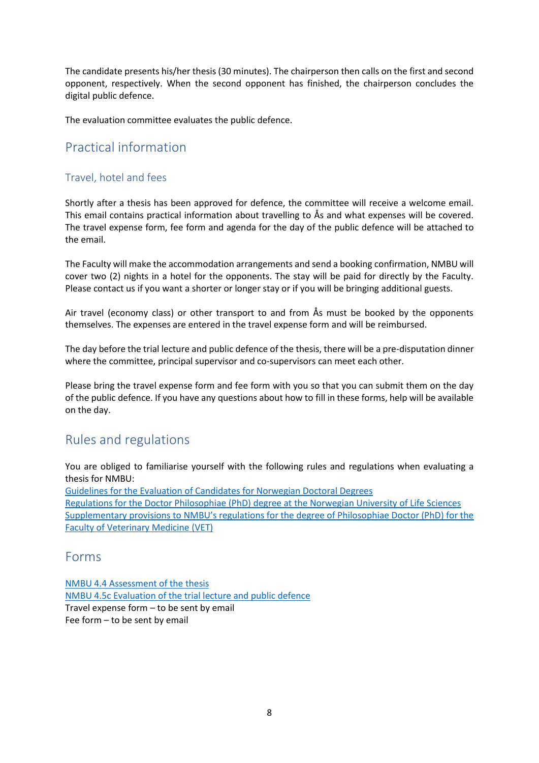The candidate presents his/her thesis (30 minutes). The chairperson then calls on the first and second opponent, respectively. When the second opponent has finished, the chairperson concludes the digital public defence.

The evaluation committee evaluates the public defence.

## Practical information

### Travel, hotel and fees

Shortly after a thesis has been approved for defence, the committee will receive a welcome email. This email contains practical information about travelling to Ås and what expenses will be covered. The travel expense form, fee form and agenda for the day of the public defence will be attached to the email.

The Faculty will make the accommodation arrangements and send a booking confirmation, NMBU will cover two (2) nights in a hotel for the opponents. The stay will be paid for directly by the Faculty. Please contact us if you want a shorter or longer stay or if you will be bringing additional guests.

Air travel (economy class) or other transport to and from Ås must be booked by the opponents themselves. The expenses are entered in the travel expense form and will be reimbursed.

The day before the trial lecture and public defence of the thesis, there will be a pre-disputation dinner where the committee, principal supervisor and co-supervisors can meet each other.

Please bring the travel expense form and fee form with you so that you can submit them on the day of the public defence. If you have any questions about how to fill in these forms, help will be available on the day.

## Rules and regulations

You are obliged to familiarise yourself with the following rules and regulations when evaluating a thesis for NMBU:
Guidelines for the Evaluation of Candidates for Norwegian Doctoral Degrees
Regulations for the Doctor Philosophiae (PhD) degree at the Norwegian University of Life Sciences
Supplementary provisions to NMBU's regulations for the degree of Philosophiae Doctor (PhD) for the Faculty of Veterinary Medicine (VET)

## Forms

NMBU 4.4 Assessment of the thesis
NMBU 4.5c Evaluation of the trial lecture and public defence
Travel expense form – to be sent by email
Fee form – to be sent by email